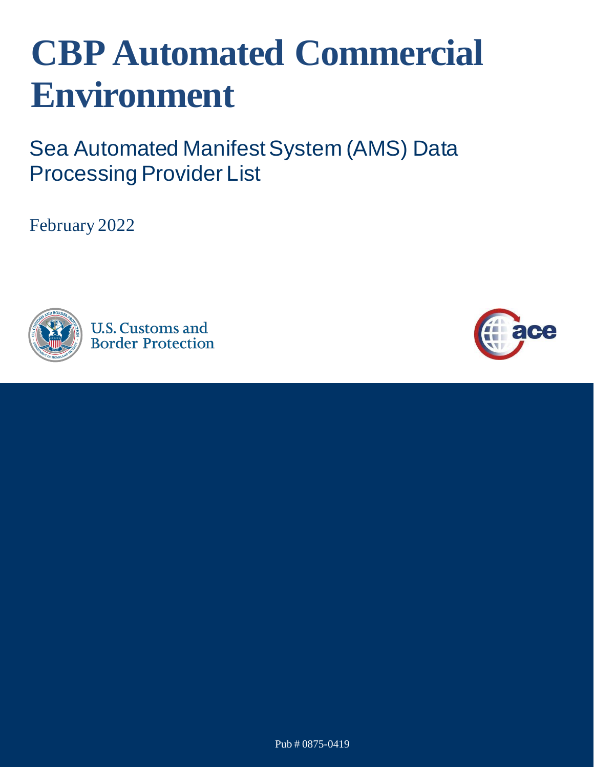# CBP Automated Commercial Environment

## Sea Automated Manifest System (AMS) Data Processing Provider List

February 2022

U.S. Customs and Border Protection

Pub # 0875-0419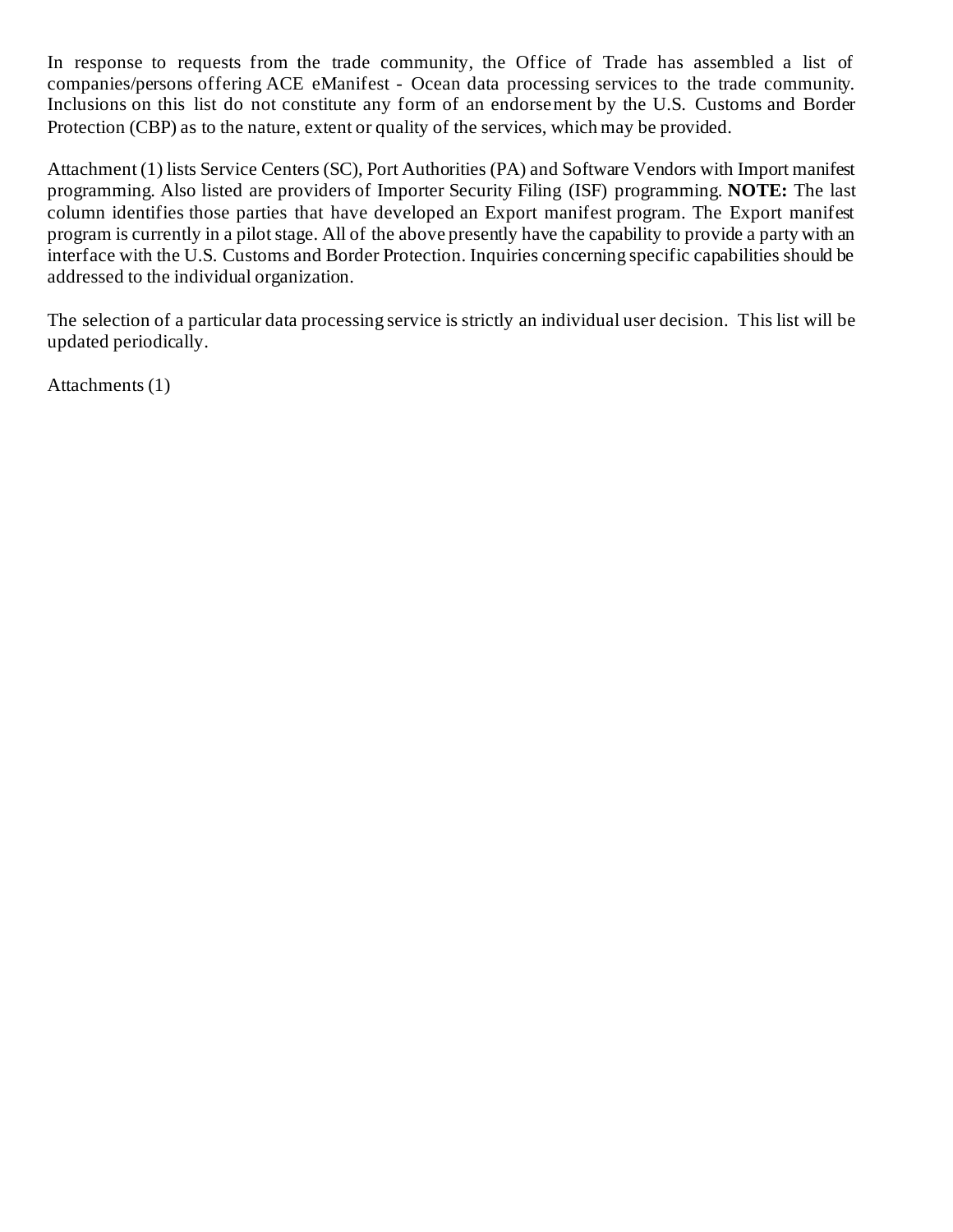In response to requests from the trade community, the Office of Trade has assembled a list of companies/persons offering ACE eManifest - Ocean data processing services to the trade community. Inclusions on this list do not constitute any form of an endorsement by the U.S. Customs and Border Protection (CBP) as to the nature, extent or quality of the services, which may be provided.

Attachment (1) lists Service Centers (SC), Port Authorities (PA) and Software Vendors with Import manifest programming. Also listed are providers of Importer Security Filing (ISF) programming. **NOTE:** The last column identifies those parties that have developed an Export manifest program. The Export manifest program is currently in a pilot stage. All of the above presently have the capability to provide a party with an interface with the U.S. Customs and Border Protection. Inquiries concerning specific capabilities should be addressed to the individual organization.

The selection of a particular data processing service is strictly an individual user decision. This list will be updated periodically.

Attachments (1)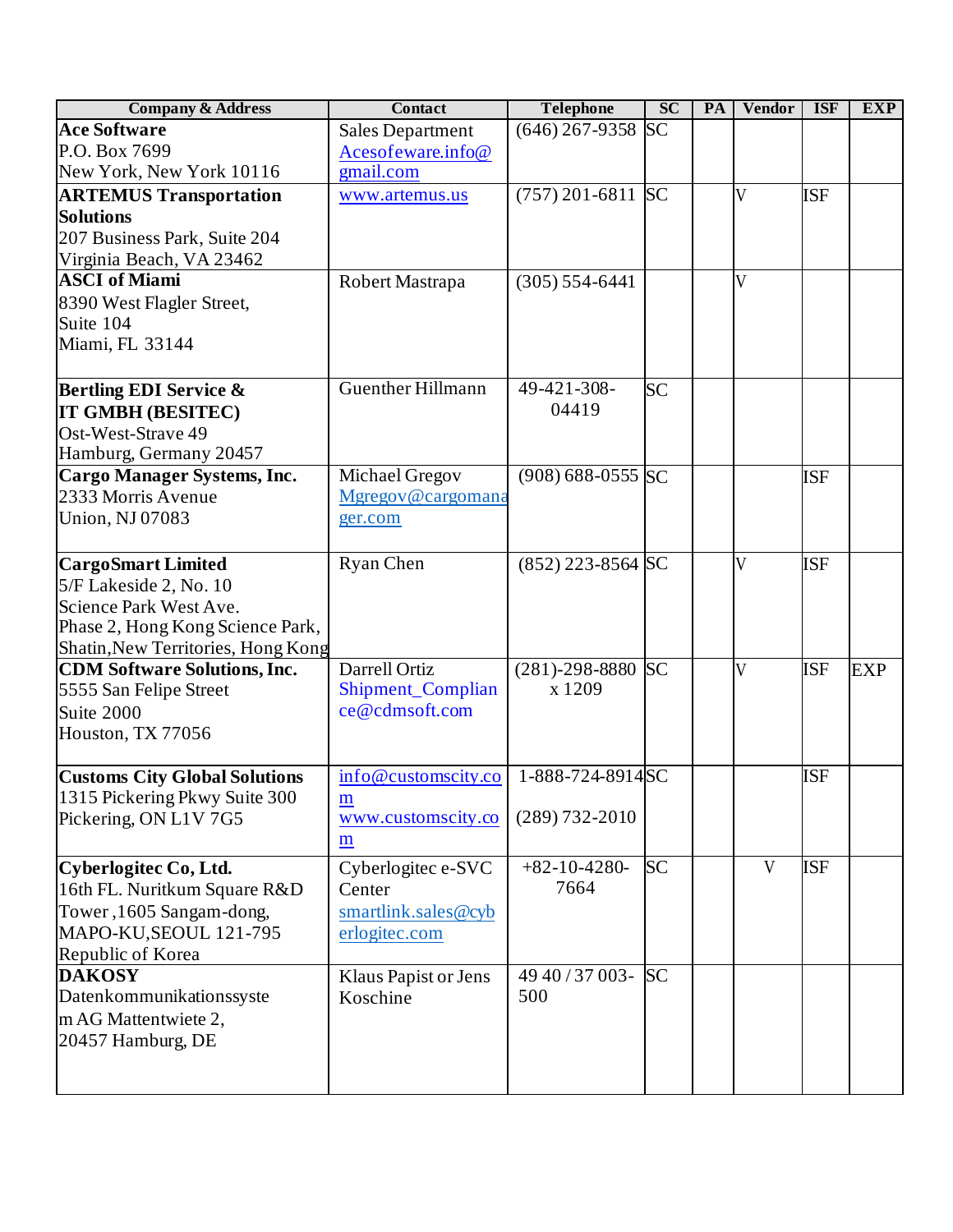| Company & Address | Contact | Telephone | SC | PA | Vendor | ISF | EXP |
|---|---|---|---|---|---|---|---|
| **Ace Software**<br>P.O. Box 7699<br>New York, New York 10116 | Sales Department<br>Acesofeware.info@gmail.com | (646) 267-9358 | SC | | | | |
| **ARTEMUS Transportation Solutions**<br>207 Business Park, Suite 204<br>Virginia Beach, VA 23462 | www.artemus.us | (757) 201-6811 | SC | | V | ISF | |
| **ASCI of Miami**<br>8390 West Flagler Street,<br>Suite 104<br>Miami, FL 33144 | Robert Mastrapa | (305) 554-6441 | | | V | | |
| **Bertling EDI Service & IT GMBH (BESITEC)**<br>Ost-West-Strave 49<br>Hamburg, Germany 20457 | Guenther Hillmann | 49-421-308-04419 | SC | | | | |
| **Cargo Manager Systems, Inc.**<br>2333 Morris Avenue<br>Union, NJ 07083 | Michael Gregov<br>Mgregov@cargomanager.com | (908) 688-0555 | SC | | | ISF | |
| **CargoSmart Limited**<br>5/F Lakeside 2, No. 10<br>Science Park West Ave.<br>Phase 2, Hong Kong Science Park,<br>Shatin,New Territories, Hong Kong | Ryan Chen | (852) 223-8564 | SC | | V | ISF | |
| **CDM Software Solutions, Inc.**<br>5555 San Felipe Street<br>Suite 2000<br>Houston, TX 77056 | Darrell Ortiz<br>Shipment_Compliance@cdmsoft.com | (281)-298-8880 x 1209 | SC | | V | ISF | EXP |
| **Customs City Global Solutions**<br>1315 Pickering Pkwy Suite 300<br>Pickering, ON L1V 7G5 | info@customscity.com<br>www.customscity.com | 1-888-724-8914<br>(289) 732-2010 | SC | | | ISF | |
| **Cyberlogitec Co, Ltd.**<br>16th FL. Nuritkum Square R&D Tower ,1605 Sangam-dong,<br>MAPO-KU,SEOUL 121-795<br>Republic of Korea | Cyberlogitec e-SVC Center<br>smartlink.sales@cyberlogitec.com | +82-10-4280-7664 | SC | | V | ISF | |
| **DAKOSY**<br>Datenkommunikationssystem AG Mattentwiete 2,<br>20457 Hamburg, DE | Klaus Papist or Jens Koschine | 49 40 / 37 003-500 | SC | | | | |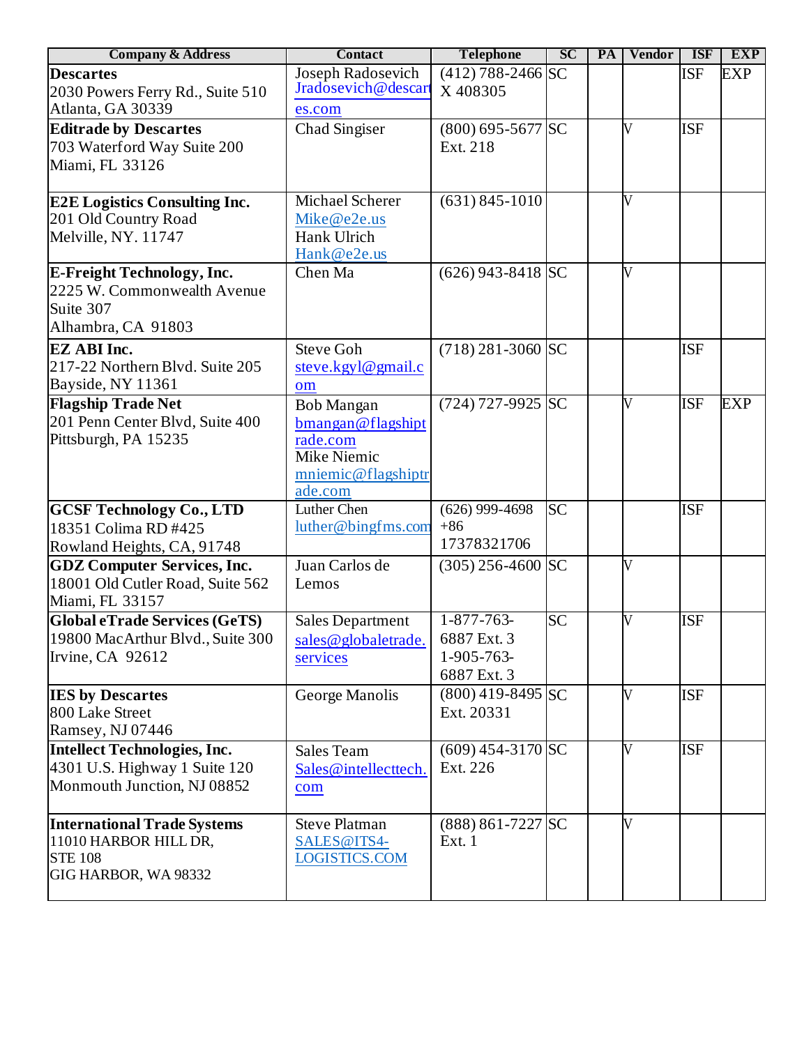| Company & Address | Contact | Telephone | SC | PA | Vendor | ISF | EXP |
|---|---|---|---|---|---|---|---|
| **Descartes**<br>2030 Powers Ferry Rd., Suite 510<br>Atlanta, GA 30339 | Joseph Radosevich<br>Jradosevich@descartes.com | (412) 788-2466<br>X 408305 | SC | | | ISF | EXP |
| **Editrade by Descartes**<br>703 Waterford Way Suite 200<br>Miami, FL 33126 | Chad Singiser | (800) 695-5677<br>Ext. 218 | SC | | V | ISF | |
| **E2E Logistics Consulting Inc.**<br>201 Old Country Road<br>Melville, NY. 11747 | Michael Scherer<br>Mike@e2e.us<br>Hank Ulrich<br>Hank@e2e.us | (631) 845-1010 | | | V | | |
| **E-Freight Technology, Inc.**<br>2225 W. Commonwealth Avenue<br>Suite 307<br>Alhambra, CA 91803 | Chen Ma | (626) 943-8418 | SC | | V | | |
| **EZ ABI Inc.**<br>217-22 Northern Blvd. Suite 205<br>Bayside, NY 11361 | Steve Goh<br>steve.kgyl@gmail.com | (718) 281-3060 | SC | | | ISF | |
| **Flagship Trade Net**<br>201 Penn Center Blvd, Suite 400<br>Pittsburgh, PA 15235 | Bob Mangan<br>bmangan@flagshiptrade.com<br>Mike Niemic<br>mniemic@flagshiptrade.com | (724) 727-9925 | SC | | V | ISF | EXP |
| **GCSF Technology Co., LTD**<br>18351 Colima RD #425<br>Rowland Heights, CA, 91748 | Luther Chen<br>luther@bingfms.com | (626) 999-4698<br>+86 17378321706 | SC | | | ISF | |
| **GDZ Computer Services, Inc.**<br>18001 Old Cutler Road, Suite 562<br>Miami, FL 33157 | Juan Carlos de Lemos | (305) 256-4600 | SC | | V | | |
| **Global eTrade Services (GeTS)**<br>19800 MacArthur Blvd., Suite 300<br>Irvine, CA 92612 | Sales Department<br>sales@globaletrade.services | 1-877-763-6887 Ext. 3<br>1-905-763-6887 Ext. 3 | SC | | V | ISF | |
| **IES by Descartes**<br>800 Lake Street<br>Ramsey, NJ 07446 | George Manolis | (800) 419-8495<br>Ext. 20331 | SC | | V | ISF | |
| **Intellect Technologies, Inc.**<br>4301 U.S. Highway 1 Suite 120<br>Monmouth Junction, NJ 08852 | Sales Team<br>Sales@intellecttech.com | (609) 454-3170<br>Ext. 226 | SC | | V | ISF | |
| **International Trade Systems**<br>11010 HARBOR HILL DR,<br>STE 108<br>GIG HARBOR, WA 98332 | Steve Platman<br>SALES@ITS4-LOGISTICS.COM | (888) 861-7227<br>Ext. 1 | SC | | V | | |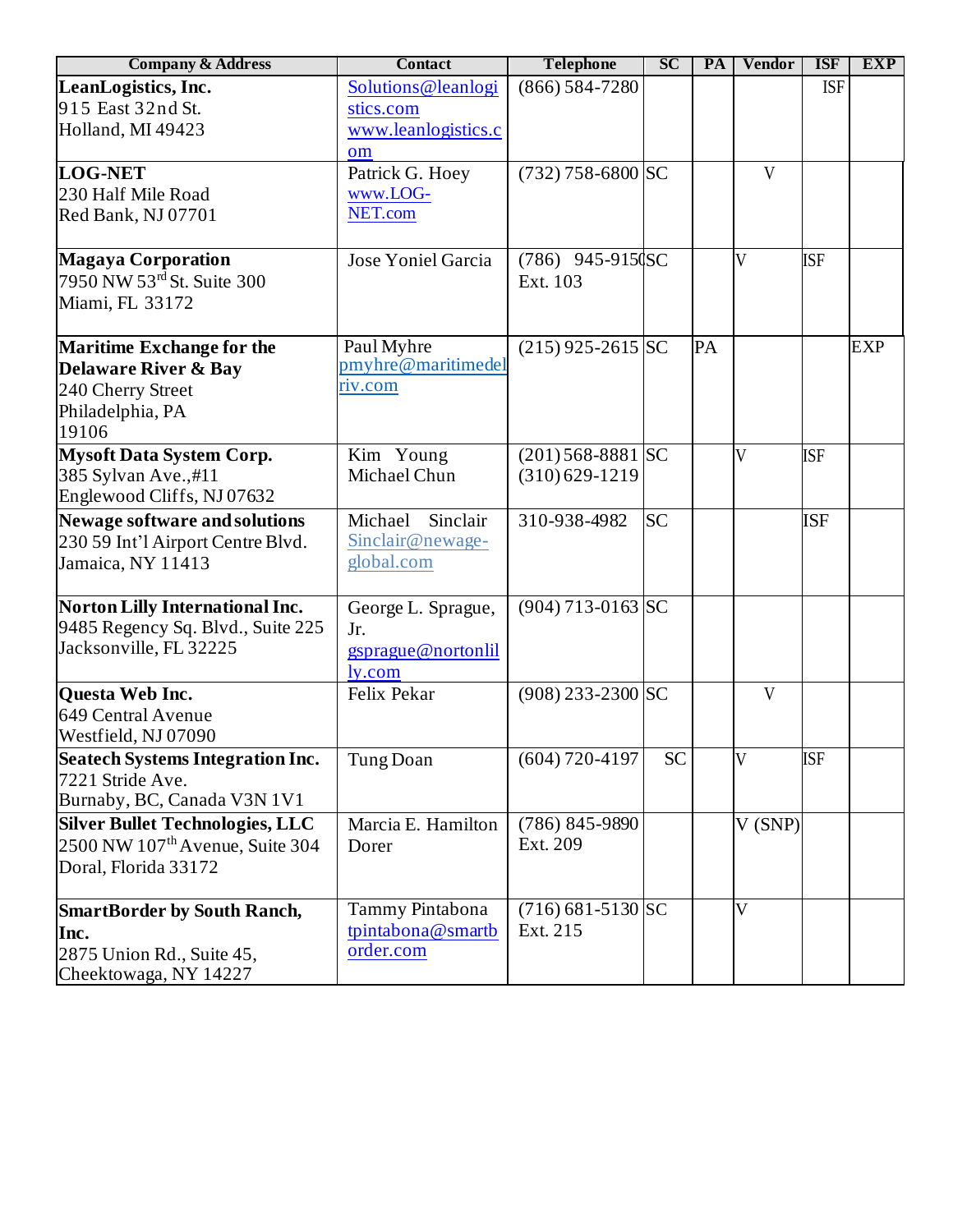| Company & Address | Contact | Telephone | SC | PA | Vendor | ISF | EXP |
|---|---|---|---|---|---|---|---|
| **LeanLogistics, Inc.** 915 East 32nd St. Holland, MI 49423 | Solutions@leanlogistics.com www.leanlogistics.com | (866) 584-7280 | | | | ISF | |
| **LOG-NET** 230 Half Mile Road Red Bank, NJ 07701 | Patrick G. Hoey www.LOG-NET.com | (732) 758-6800 | SC | | V | | |
| **Magaya Corporation** 7950 NW 53rd St. Suite 300 Miami, FL 33172 | Jose Yoniel Garcia | (786) 945-9150 Ext. 103 | SC | | V | ISF | |
| **Maritime Exchange for the Delaware River & Bay** 240 Cherry Street Philadelphia, PA 19106 | Paul Myhre pmyhre@maritimedelriv.com | (215) 925-2615 | SC | PA | | | EXP |
| **Mysoft Data System Corp.** 385 Sylvan Ave.,#11 Englewood Cliffs, NJ 07632 | Kim Young Michael Chun | (201) 568-8881 (310) 629-1219 | SC | | V | ISF | |
| **Newage software and solutions** 230 59 Int'l Airport Centre Blvd. Jamaica, NY 11413 | Michael Sinclair Sinclair@newage-global.com | 310-938-4982 | SC | | | ISF | |
| **Norton Lilly International Inc.** 9485 Regency Sq. Blvd., Suite 225 Jacksonville, FL 32225 | George L. Sprague, Jr. gsprague@nortonlilly.com | (904) 713-0163 | SC | | | | |
| **Questa Web Inc.** 649 Central Avenue Westfield, NJ 07090 | Felix Pekar | (908) 233-2300 | SC | | V | | |
| **Seatech Systems Integration Inc.** 7221 Stride Ave. Burnaby, BC, Canada V3N 1V1 | Tung Doan | (604) 720-4197 | SC | | V | ISF | |
| **Silver Bullet Technologies, LLC** 2500 NW 107th Avenue, Suite 304 Doral, Florida 33172 | Marcia E. Hamilton Dorer | (786) 845-9890 Ext. 209 | | | V (SNP) | | |
| **SmartBorder by South Ranch, Inc.** 2875 Union Rd., Suite 45, Cheektowaga, NY 14227 | Tammy Pintabona tpintabona@smartborder.com | (716) 681-5130 Ext. 215 | SC | | V | | |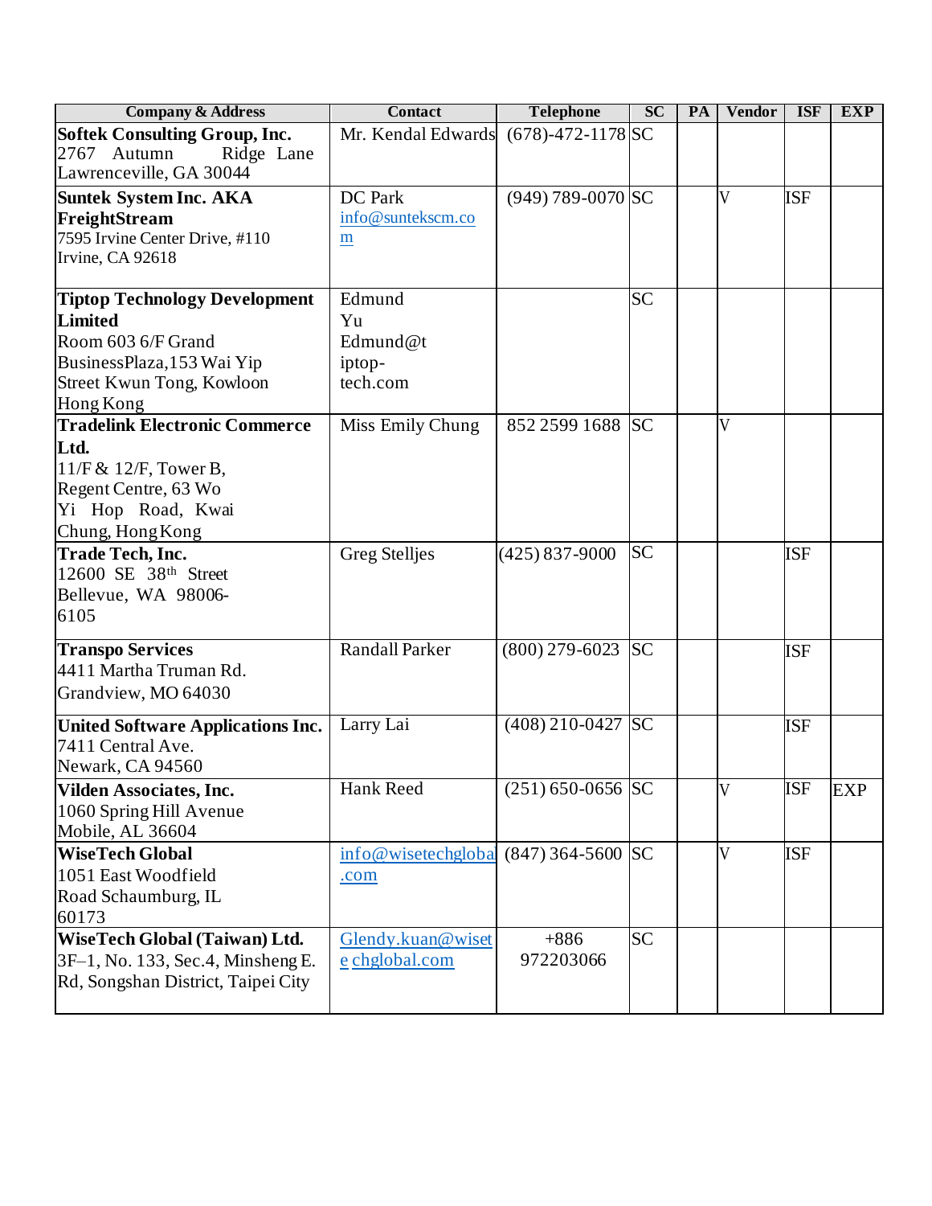| Company & Address | Contact | Telephone | SC | PA | Vendor | ISF | EXP |
|---|---|---|---|---|---|---|---|
| **Softek Consulting Group, Inc.** 2767 Autumn Ridge Lane Lawrenceville, GA 30044 | Mr. Kendal Edwards | (678)-472-1178 | SC | | | | |
| **Suntek System Inc. AKA FreightStream** 7595 Irvine Center Drive, #110 Irvine, CA 92618 | DC Park info@suntekscm.com | (949) 789-0070 | SC | | V | ISF | |
| **Tiptop Technology Development Limited** Room 603 6/F Grand BusinessPlaza,153 Wai Yip Street Kwun Tong, Kowloon Hong Kong | Edmund Yu Edmund@tiptop-tech.com | | SC | | | | |
| **Tradelink Electronic Commerce Ltd.** 11/F & 12/F, Tower B, Regent Centre, 63 Wo Yi Hop Road, Kwai Chung, Hong Kong | Miss Emily Chung | 852 2599 1688 | SC | | V | | |
| **Trade Tech, Inc.** 12600 SE 38th Street Bellevue, WA 98006-6105 | Greg Stelljes | (425) 837-9000 | SC | | | ISF | |
| **Transpo Services** 4411 Martha Truman Rd. Grandview, MO 64030 | Randall Parker | (800) 279-6023 | SC | | | ISF | |
| **United Software Applications Inc.** 7411 Central Ave. Newark, CA 94560 | Larry Lai | (408) 210-0427 | SC | | | ISF | |
| **Vilden Associates, Inc.** 1060 Spring Hill Avenue Mobile, AL 36604 | Hank Reed | (251) 650-0656 | SC | | V | ISF | EXP |
| **WiseTech Global** 1051 East Woodfield Road Schaumburg, IL 60173 | info@wisetechglobal.com | (847) 364-5600 | SC | | V | ISF | |
| **WiseTech Global (Taiwan) Ltd.** 3F–1, No. 133, Sec.4, Minsheng E. Rd, Songshan District, Taipei City | Glendy.kuan@wisetechglobal.com | +886 972203066 | SC | | | | |